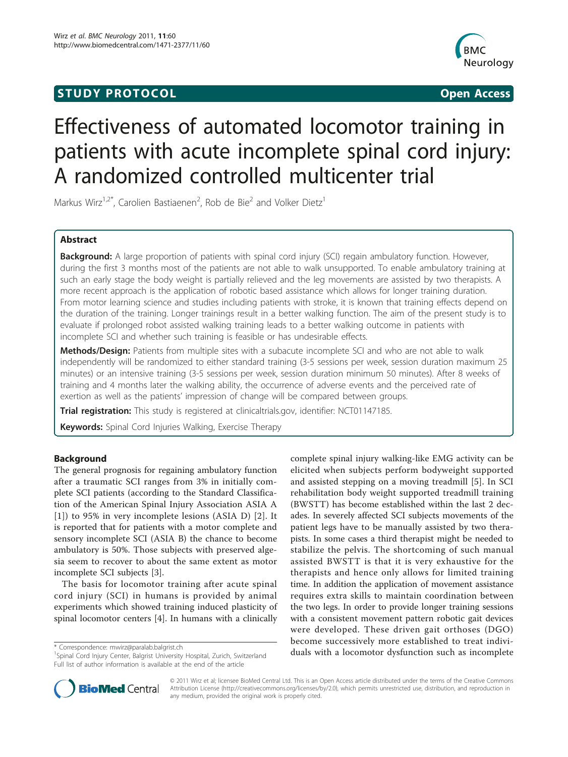STUDY PROTOCOL **Open Access**

# Effectiveness of automated locomotor training in patients with acute incomplete spinal cord injury: A randomized controlled multicenter trial

Markus Wirz[1,2*], Carolien Bastiaenen[2], Rob de Bie[2] and Volker Dietz[1]

## Abstract

**Background:** A large proportion of patients with spinal cord injury (SCI) regain ambulatory function. However, during the first 3 months most of the patients are not able to walk unsupported. To enable ambulatory training at such an early stage the body weight is partially relieved and the leg movements are assisted by two therapists. A more recent approach is the application of robotic based assistance which allows for longer training duration. From motor learning science and studies including patients with stroke, it is known that training effects depend on the duration of the training. Longer trainings result in a better walking function. The aim of the present study is to evaluate if prolonged robot assisted walking training leads to a better walking outcome in patients with incomplete SCI and whether such training is feasible or has undesirable effects.

**Methods/Design:** Patients from multiple sites with a subacute incomplete SCI and who are not able to walk independently will be randomized to either standard training (3-5 sessions per week, session duration maximum 25 minutes) or an intensive training (3-5 sessions per week, session duration minimum 50 minutes). After 8 weeks of training and 4 months later the walking ability, the occurrence of adverse events and the perceived rate of exertion as well as the patients' impression of change will be compared between groups.

**Trial registration:** This study is registered at clinicaltrials.gov, identifier: NCT01147185.

**Keywords:** Spinal Cord Injuries Walking, Exercise Therapy

## Background

The general prognosis for regaining ambulatory function after a traumatic SCI ranges from 3% in initially complete SCI patients (according to the Standard Classification of the American Spinal Injury Association ASIA A [1]) to 95% in very incomplete lesions (ASIA D) [2]. It is reported that for patients with a motor complete and sensory incomplete SCI (ASIA B) the chance to become ambulatory is 50%. Those subjects with preserved algesia seem to recover to about the same extent as motor incomplete SCI subjects [3].

The basis for locomotor training after acute spinal cord injury (SCI) in humans is provided by animal experiments which showed training induced plasticity of spinal locomotor centers [4]. In humans with a clinically complete spinal injury walking-like EMG activity can be elicited when subjects perform bodyweight supported and assisted stepping on a moving treadmill [5]. In SCI rehabilitation body weight supported treadmill training (BWSTT) has become established within the last 2 decades. In severely affected SCI subjects movements of the patient legs have to be manually assisted by two therapists. In some cases a third therapist might be needed to stabilize the pelvis. The shortcoming of such manual assisted BWSTT is that it is very exhaustive for the therapists and hence only allows for limited training time. In addition the application of movement assistance requires extra skills to maintain coordination between the two legs. In order to provide longer training sessions with a consistent movement pattern robotic gait devices were developed. These driven gait orthoses (DGO) become successively more established to treat individuals with a locomotor dysfunction such as incomplete

\* Correspondence: mwirz@paralab.balgrist.ch
[1]Spinal Cord Injury Center, Balgrist University Hospital, Zurich, Switzerland
Full list of author information is available at the end of the article

© 2011 Wirz et al; licensee BioMed Central Ltd. This is an Open Access article distributed under the terms of the Creative Commons Attribution License (http://creativecommons.org/licenses/by/2.0), which permits unrestricted use, distribution, and reproduction in any medium, provided the original work is properly cited.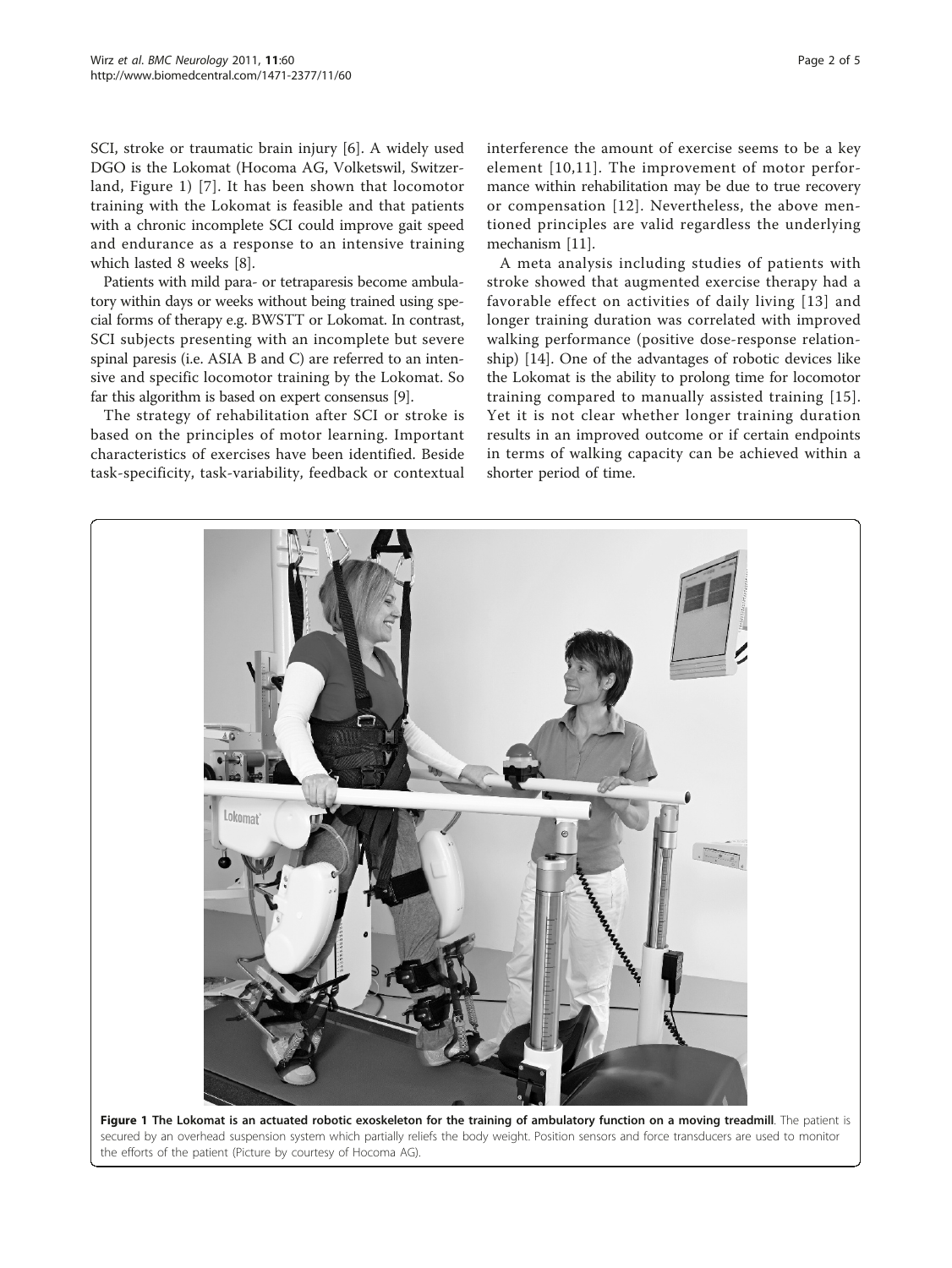SCI, stroke or traumatic brain injury [6]. A widely used DGO is the Lokomat (Hocoma AG, Volketswil, Switzerland, Figure 1) [7]. It has been shown that locomotor training with the Lokomat is feasible and that patients with a chronic incomplete SCI could improve gait speed and endurance as a response to an intensive training which lasted 8 weeks [8].

Patients with mild para- or tetraparesis become ambulatory within days or weeks without being trained using special forms of therapy e.g. BWSTT or Lokomat. In contrast, SCI subjects presenting with an incomplete but severe spinal paresis (i.e. ASIA B and C) are referred to an intensive and specific locomotor training by the Lokomat. So far this algorithm is based on expert consensus [9].

The strategy of rehabilitation after SCI or stroke is based on the principles of motor learning. Important characteristics of exercises have been identified. Beside task-specificity, task-variability, feedback or contextual interference the amount of exercise seems to be a key element [10,11]. The improvement of motor performance within rehabilitation may be due to true recovery or compensation [12]. Nevertheless, the above mentioned principles are valid regardless the underlying mechanism [11].

A meta analysis including studies of patients with stroke showed that augmented exercise therapy had a favorable effect on activities of daily living [13] and longer training duration was correlated with improved walking performance (positive dose-response relationship) [14]. One of the advantages of robotic devices like the Lokomat is the ability to prolong time for locomotor training compared to manually assisted training [15]. Yet it is not clear whether longer training duration results in an improved outcome or if certain endpoints in terms of walking capacity can be achieved within a shorter period of time.

**Figure 1 The Lokomat is an actuated robotic exoskeleton for the training of ambulatory function on a moving treadmill**. The patient is secured by an overhead suspension system which partially reliefs the body weight. Position sensors and force transducers are used to monitor the efforts of the patient (Picture by courtesy of Hocoma AG).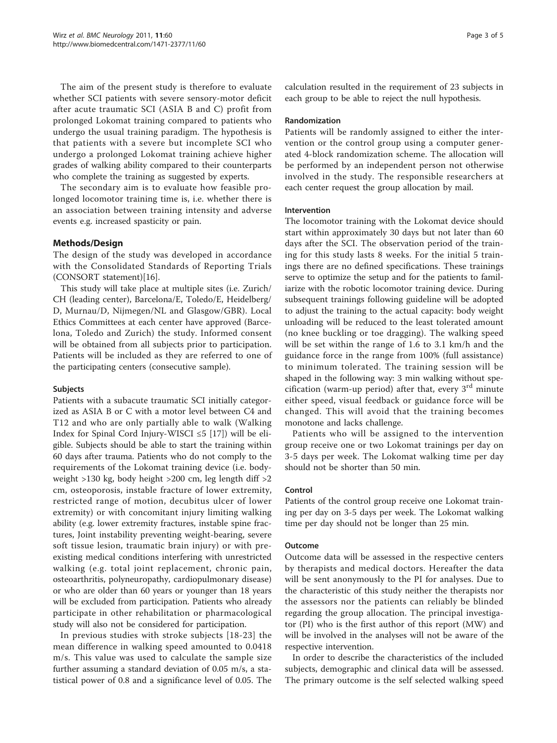The aim of the present study is therefore to evaluate whether SCI patients with severe sensory-motor deficit after acute traumatic SCI (ASIA B and C) profit from prolonged Lokomat training compared to patients who undergo the usual training paradigm. The hypothesis is that patients with a severe but incomplete SCI who undergo a prolonged Lokomat training achieve higher grades of walking ability compared to their counterparts who complete the training as suggested by experts.

The secondary aim is to evaluate how feasible prolonged locomotor training time is, i.e. whether there is an association between training intensity and adverse events e.g. increased spasticity or pain.

## Methods/Design

The design of the study was developed in accordance with the Consolidated Standards of Reporting Trials (CONSORT statement)[16].

This study will take place at multiple sites (i.e. Zurich/CH (leading center), Barcelona/E, Toledo/E, Heidelberg/D, Murnau/D, Nijmegen/NL and Glasgow/GBR). Local Ethics Committees at each center have approved (Barcelona, Toledo and Zurich) the study. Informed consent will be obtained from all subjects prior to participation. Patients will be included as they are referred to one of the participating centers (consecutive sample).

### Subjects

Patients with a subacute traumatic SCI initially categorized as ASIA B or C with a motor level between C4 and T12 and who are only partially able to walk (Walking Index for Spinal Cord Injury-WISCI ≤5 [17]) will be eligible. Subjects should be able to start the training within 60 days after trauma. Patients who do not comply to the requirements of the Lokomat training device (i.e. body-weight >130 kg, body height >200 cm, leg length diff >2 cm, osteoporosis, instable fracture of lower extremity, restricted range of motion, decubitus ulcer of lower extremity) or with concomitant injury limiting walking ability (e.g. lower extremity fractures, instable spine fractures, Joint instability preventing weight-bearing, severe soft tissue lesion, traumatic brain injury) or with pre-existing medical conditions interfering with unrestricted walking (e.g. total joint replacement, chronic pain, osteoarthritis, polyneuropathy, cardiopulmonary disease) or who are older than 60 years or younger than 18 years will be excluded from participation. Patients who already participate in other rehabilitation or pharmacological study will also not be considered for participation.

In previous studies with stroke subjects [18-23] the mean difference in walking speed amounted to 0.0418 m/s. This value was used to calculate the sample size further assuming a standard deviation of 0.05 m/s, a statistical power of 0.8 and a significance level of 0.05. The calculation resulted in the requirement of 23 subjects in each group to be able to reject the null hypothesis.

### Randomization

Patients will be randomly assigned to either the intervention or the control group using a computer generated 4-block randomization scheme. The allocation will be performed by an independent person not otherwise involved in the study. The responsible researchers at each center request the group allocation by mail.

### Intervention

The locomotor training with the Lokomat device should start within approximately 30 days but not later than 60 days after the SCI. The observation period of the training for this study lasts 8 weeks. For the initial 5 trainings there are no defined specifications. These trainings serve to optimize the setup and for the patients to familiarize with the robotic locomotor training device. During subsequent trainings following guideline will be adopted to adjust the training to the actual capacity: body weight unloading will be reduced to the least tolerated amount (no knee buckling or toe dragging). The walking speed will be set within the range of 1.6 to 3.1 km/h and the guidance force in the range from 100% (full assistance) to minimum tolerated. The training session will be shaped in the following way: 3 min walking without specification (warm-up period) after that, every 3rd minute either speed, visual feedback or guidance force will be changed. This will avoid that the training becomes monotone and lacks challenge.

Patients who will be assigned to the intervention group receive one or two Lokomat trainings per day on 3-5 days per week. The Lokomat walking time per day should not be shorter than 50 min.

### Control

Patients of the control group receive one Lokomat training per day on 3-5 days per week. The Lokomat walking time per day should not be longer than 25 min.

### Outcome

Outcome data will be assessed in the respective centers by therapists and medical doctors. Hereafter the data will be sent anonymously to the PI for analyses. Due to the characteristic of this study neither the therapists nor the assessors nor the patients can reliably be blinded regarding the group allocation. The principal investigator (PI) who is the first author of this report (MW) and will be involved in the analyses will not be aware of the respective intervention.

In order to describe the characteristics of the included subjects, demographic and clinical data will be assessed. The primary outcome is the self selected walking speed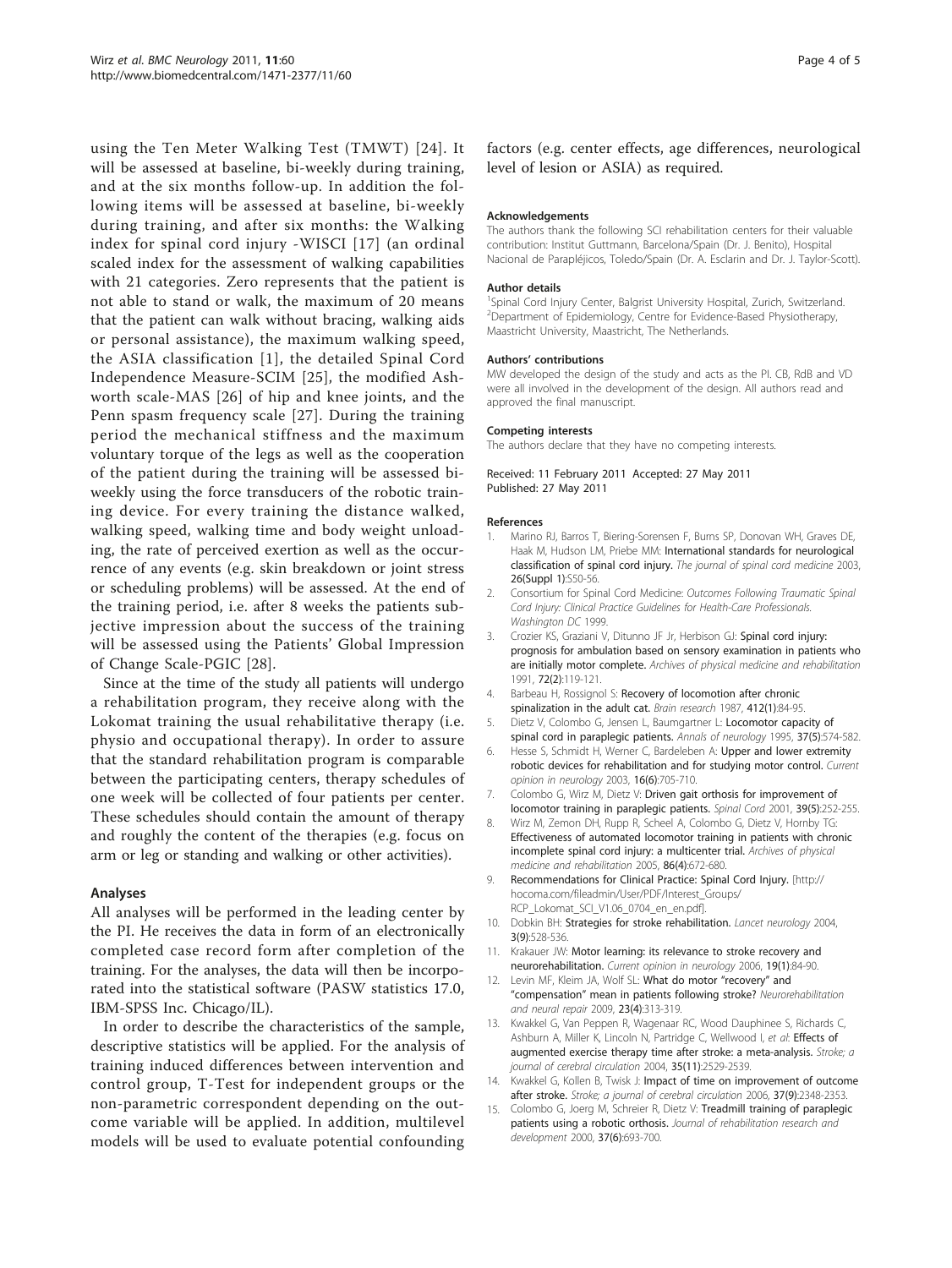using the Ten Meter Walking Test (TMWT) [24]. It will be assessed at baseline, bi-weekly during training, and at the six months follow-up. In addition the following items will be assessed at baseline, bi-weekly during training, and after six months: the Walking index for spinal cord injury -WISCI [17] (an ordinal scaled index for the assessment of walking capabilities with 21 categories. Zero represents that the patient is not able to stand or walk, the maximum of 20 means that the patient can walk without bracing, walking aids or personal assistance), the maximum walking speed, the ASIA classification [1], the detailed Spinal Cord Independence Measure-SCIM [25], the modified Ashworth scale-MAS [26] of hip and knee joints, and the Penn spasm frequency scale [27]. During the training period the mechanical stiffness and the maximum voluntary torque of the legs as well as the cooperation of the patient during the training will be assessed bi-weekly using the force transducers of the robotic training device. For every training the distance walked, walking speed, walking time and body weight unloading, the rate of perceived exertion as well as the occurrence of any events (e.g. skin breakdown or joint stress or scheduling problems) will be assessed. At the end of the training period, i.e. after 8 weeks the patients subjective impression about the success of the training will be assessed using the Patients' Global Impression of Change Scale-PGIC [28].

Since at the time of the study all patients will undergo a rehabilitation program, they receive along with the Lokomat training the usual rehabilitative therapy (i.e. physio and occupational therapy). In order to assure that the standard rehabilitation program is comparable between the participating centers, therapy schedules of one week will be collected of four patients per center. These schedules should contain the amount of therapy and roughly the content of the therapies (e.g. focus on arm or leg or standing and walking or other activities).

## Analyses

All analyses will be performed in the leading center by the PI. He receives the data in form of an electronically completed case record form after completion of the training. For the analyses, the data will then be incorporated into the statistical software (PASW statistics 17.0, IBM-SPSS Inc. Chicago/IL).

In order to describe the characteristics of the sample, descriptive statistics will be applied. For the analysis of training induced differences between intervention and control group, T-Test for independent groups or the non-parametric correspondent depending on the outcome variable will be applied. In addition, multilevel models will be used to evaluate potential confounding factors (e.g. center effects, age differences, neurological level of lesion or ASIA) as required.

### Acknowledgements

The authors thank the following SCI rehabilitation centers for their valuable contribution: Institut Guttmann, Barcelona/Spain (Dr. J. Benito), Hospital Nacional de Parapléjicos, Toledo/Spain (Dr. A. Esclarin and Dr. J. Taylor-Scott).

### Author details

[1]Spinal Cord Injury Center, Balgrist University Hospital, Zurich, Switzerland. [2]Department of Epidemiology, Centre for Evidence-Based Physiotherapy, Maastricht University, Maastricht, The Netherlands.

### Authors' contributions

MW developed the design of the study and acts as the PI. CB, RdB and VD were all involved in the development of the design. All authors read and approved the final manuscript.

### Competing interests

The authors declare that they have no competing interests.

Received: 11 February 2011 Accepted: 27 May 2011
Published: 27 May 2011

### References

1. Marino RJ, Barros T, Biering-Sorensen F, Burns SP, Donovan WH, Graves DE, Haak M, Hudson LM, Priebe MM: **International standards for neurological classification of spinal cord injury.** *The journal of spinal cord medicine* 2003, **26(Suppl 1)**:S50-56.
2. Consortium for Spinal Cord Medicine: *Outcomes Following Traumatic Spinal Cord Injury: Clinical Practice Guidelines for Health-Care Professionals.* Washington DC 1999.
3. Crozier KS, Graziani V, Ditunno JF Jr, Herbison GJ: **Spinal cord injury: prognosis for ambulation based on sensory examination in patients who are initially motor complete.** *Archives of physical medicine and rehabilitation* 1991, **72(2)**:119-121.
4. Barbeau H, Rossignol S: **Recovery of locomotion after chronic spinalization in the adult cat.** *Brain research* 1987, **412(1)**:84-95.
5. Dietz V, Colombo G, Jensen L, Baumgartner L: **Locomotor capacity of spinal cord in paraplegic patients.** *Annals of neurology* 1995, **37(5)**:574-582.
6. Hesse S, Schmidt H, Werner C, Bardeleben A: **Upper and lower extremity robotic devices for rehabilitation and for studying motor control.** *Current opinion in neurology* 2003, **16(6)**:705-710.
7. Colombo G, Wirz M, Dietz V: **Driven gait orthosis for improvement of locomotor training in paraplegic patients.** *Spinal Cord* 2001, **39(5)**:252-255.
8. Wirz M, Zemon DH, Rupp R, Scheel A, Colombo G, Dietz V, Hornby TG: **Effectiveness of automated locomotor training in patients with chronic incomplete spinal cord injury: a multicenter trial.** *Archives of physical medicine and rehabilitation* 2005, **86(4)**:672-680.
9. **Recommendations for Clinical Practice: Spinal Cord Injury.** [http://hocoma.com/fileadmin/User/PDF/Interest_Groups/RCP_Lokomat_SCI_V1.06_0704_en_en.pdf].
10. Dobkin BH: **Strategies for stroke rehabilitation.** *Lancet neurology* 2004, **3(9)**:528-536.
11. Krakauer JW: **Motor learning: its relevance to stroke recovery and neurorehabilitation.** *Current opinion in neurology* 2006, **19(1)**:84-90.
12. Levin MF, Kleim JA, Wolf SL: **What do motor "recovery" and "compensation" mean in patients following stroke?** *Neurorehabilitation and neural repair* 2009, **23(4)**:313-319.
13. Kwakkel G, Van Peppen R, Wagenaar RC, Wood Dauphinee S, Richards C, Ashburn A, Miller K, Lincoln N, Partridge C, Wellwood I, *et al*: **Effects of augmented exercise therapy time after stroke: a meta-analysis.** *Stroke; a journal of cerebral circulation* 2004, **35(11)**:2529-2539.
14. Kwakkel G, Kollen B, Twisk J: **Impact of time on improvement of outcome after stroke.** *Stroke; a journal of cerebral circulation* 2006, **37(9)**:2348-2353.
15. Colombo G, Joerg M, Schreier R, Dietz V: **Treadmill training of paraplegic patients using a robotic orthosis.** *Journal of rehabilitation research and development* 2000, **37(6)**:693-700.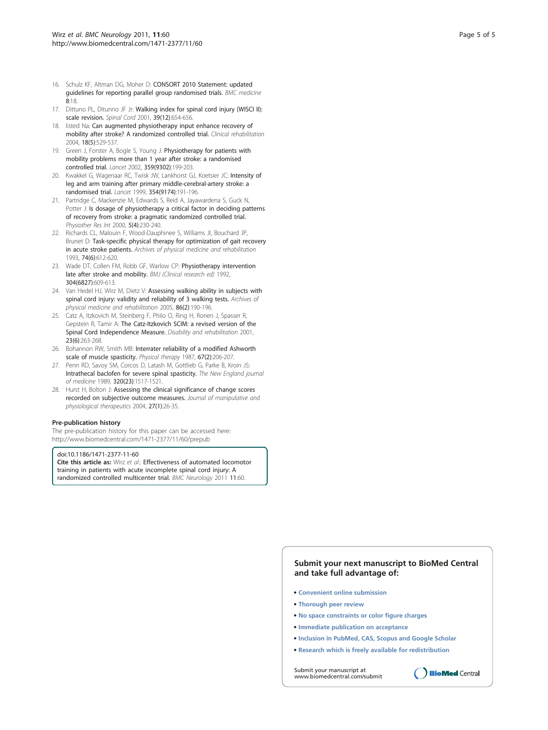16. Schulz KF, Altman DG, Moher D: **CONSORT 2010 Statement: updated guidelines for reporting parallel group randomised trials.** *BMC medicine* **8**:18.
17. Dittuno PL, Ditunno JF Jr: **Walking index for spinal cord injury (WISCI II): scale revision.** *Spinal Cord* 2001, **39(12)**:654-656.
18. listed Na: **Can augmented physiotherapy input enhance recovery of mobility after stroke? A randomized controlled trial.** *Clinical rehabilitation* 2004, **18(5)**:529-537.
19. Green J, Forster A, Bogle S, Young J: **Physiotherapy for patients with mobility problems more than 1 year after stroke: a randomised controlled trial.** *Lancet* 2002, **359(9302)**:199-203.
20. Kwakkel G, Wagenaar RC, Twisk JW, Lankhorst GJ, Koetsier JC: **Intensity of leg and arm training after primary middle-cerebral-artery stroke: a randomised trial.** *Lancet* 1999, **354(9174)**:191-196.
21. Partridge C, Mackenzie M, Edwards S, Reid A, Jayawardena S, Guck N, Potter J: **Is dosage of physiotherapy a critical factor in deciding patterns of recovery from stroke: a pragmatic randomized controlled trial.** *Physiother Res Int* 2000, **5(4)**:230-240.
22. Richards CL, Malouin F, Wood-Dauphinee S, Williams JI, Bouchard JP, Brunet D: **Task-specific physical therapy for optimization of gait recovery in acute stroke patients.** *Archives of physical medicine and rehabilitation* 1993, **74(6)**:612-620.
23. Wade DT, Collen FM, Robb GF, Warlow CP: **Physiotherapy intervention late after stroke and mobility.** *BMJ (Clinical research ed)* 1992, **304(6827)**:609-613.
24. Van Hedel HJ, Wirz M, Dietz V: **Assessing walking ability in subjects with spinal cord injury: validity and reliability of 3 walking tests.** *Archives of physical medicine and rehabilitation* 2005, **86(2)**:190-196.
25. Catz A, Itzkovich M, Steinberg F, Philo O, Ring H, Ronen J, Spasser R, Gepstein R, Tamir A: **The Catz-Itzkovich SCIM: a revised version of the Spinal Cord Independence Measure.** *Disability and rehabilitation* 2001, **23(6)**:263-268.
26. Bohannon RW, Smith MB: **Interrater reliability of a modified Ashworth scale of muscle spasticity.** *Physical therapy* 1987, **67(2)**:206-207.
27. Penn RD, Savoy SM, Corcos D, Latash M, Gottlieb G, Parke B, Kroin JS: **Intrathecal baclofen for severe spinal spasticity.** *The New England journal of medicine* 1989, **320(23)**:1517-1521.
28. Hurst H, Bolton J: **Assessing the clinical significance of change scores recorded on subjective outcome measures.** *Journal of manipulative and physiological therapeutics* 2004, **27(1)**:26-35.

### Pre-publication history

The pre-publication history for this paper can be accessed here: http://www.biomedcentral.com/1471-2377/11/60/prepub

doi:10.1186/1471-2377-11-60

**Cite this article as:** Wirz *et al.*: Effectiveness of automated locomotor training in patients with acute incomplete spinal cord injury: A randomized controlled multicenter trial. *BMC Neurology* 2011 **11**:60.

**Submit your next manuscript to BioMed Central and take full advantage of:**

- Convenient online submission
- Thorough peer review
- No space constraints or color figure charges
- Immediate publication on acceptance
- Inclusion in PubMed, CAS, Scopus and Google Scholar
- Research which is freely available for redistribution

Submit your manuscript at www.biomedcentral.com/submit

BioMed Central